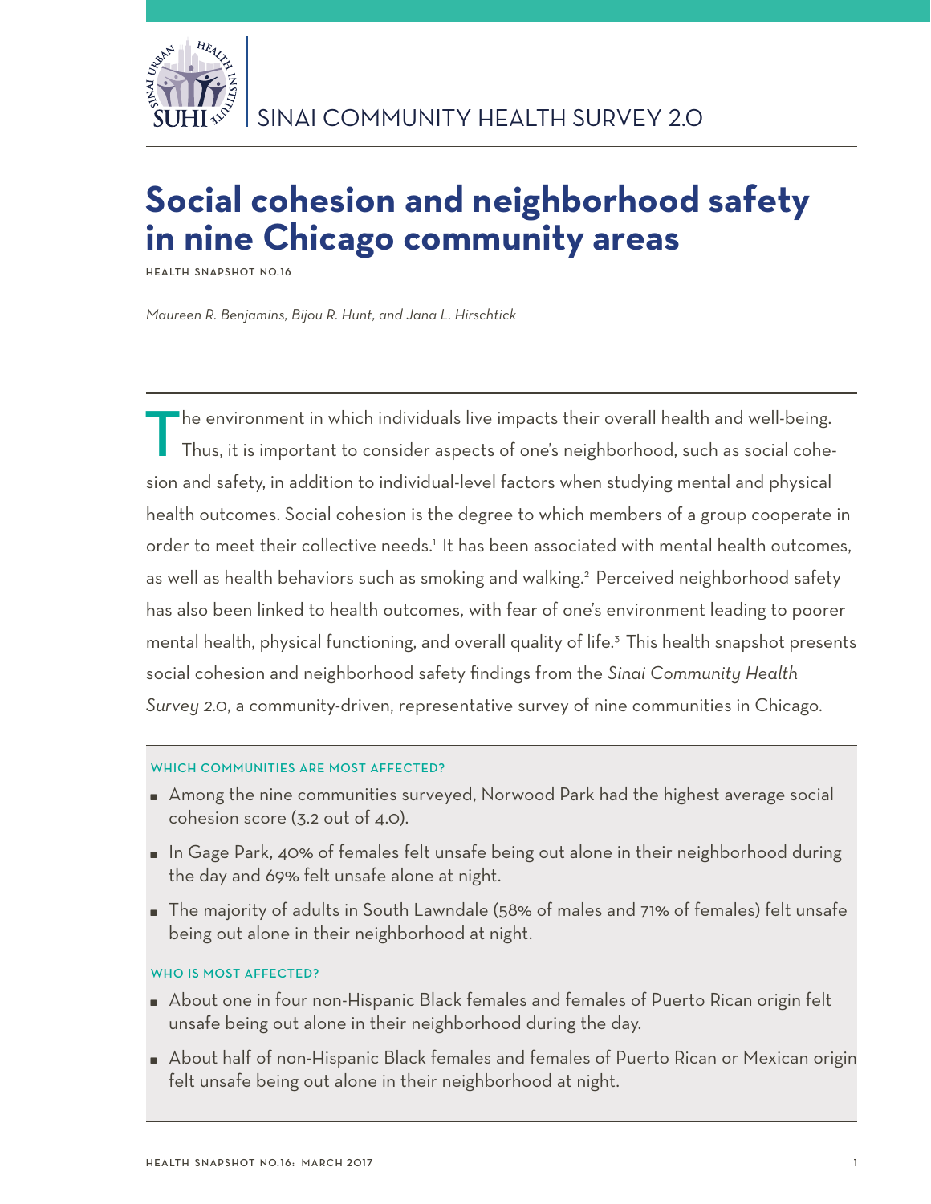SINAI COMMUNITY HEALTH SURVEY 2.0

# Social cohesion and neighborhood safety in nine Chicago community areas

HEALTH SNAPSHOT NO.16

*Maureen R. Benjamins, Bijou R. Hunt, and Jana L. Hirschtick*

The environment in which individuals live impacts their overall health and well-being. Thus, it is important to consider aspects of one's neighborhood, such as social cohesion and safety, in addition to individual-level factors when studying mental and physical health outcomes. Social cohesion is the degree to which members of a group cooperate in order to meet their collective needs.[1] It has been associated with mental health outcomes, as well as health behaviors such as smoking and walking.[2] Perceived neighborhood safety has also been linked to health outcomes, with fear of one's environment leading to poorer mental health, physical functioning, and overall quality of life.[3] This health snapshot presents social cohesion and neighborhood safety findings from the *Sinai Community Health Survey 2.0*, a community-driven, representative survey of nine communities in Chicago.

### WHICH COMMUNITIES ARE MOST AFFECTED?

- Among the nine communities surveyed, Norwood Park had the highest average social cohesion score (3.2 out of 4.0).
- In Gage Park, 40% of females felt unsafe being out alone in their neighborhood during the day and 69% felt unsafe alone at night.
- The majority of adults in South Lawndale (58% of males and 71% of females) felt unsafe being out alone in their neighborhood at night.

### WHO IS MOST AFFECTED?

- About one in four non-Hispanic Black females and females of Puerto Rican origin felt unsafe being out alone in their neighborhood during the day.
- About half of non-Hispanic Black females and females of Puerto Rican or Mexican origin felt unsafe being out alone in their neighborhood at night.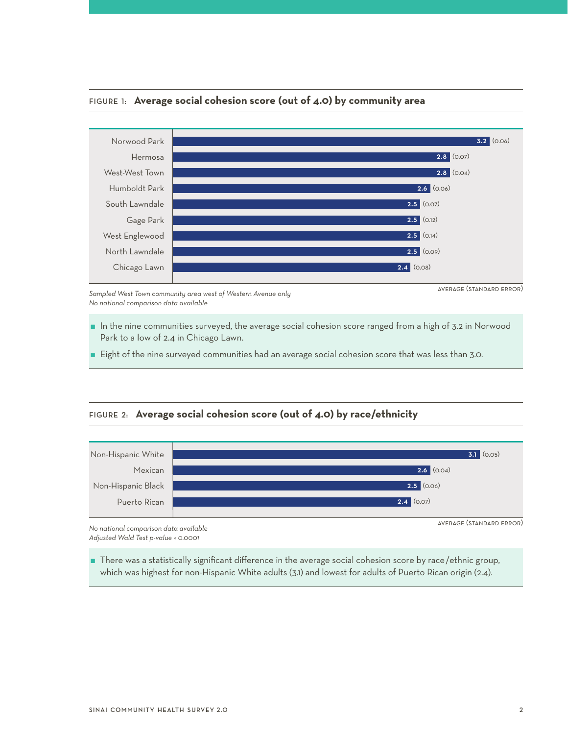## FIGURE 1: **Average social cohesion score (out of 4.0) by community area**

| Community area | Average (Standard error) |
|---|---|
| Norwood Park | 3.2 (0.06) |
| Hermosa | 2.8 (0.07) |
| West-West Town | 2.8 (0.04) |
| Humboldt Park | 2.6 (0.06) |
| South Lawndale | 2.5 (0.07) |
| Gage Park | 2.5 (0.12) |
| West Englewood | 2.5 (0.14) |
| North Lawndale | 2.5 (0.09) |
| Chicago Lawn | 2.4 (0.08) |

*Sampled West Town community area west of Western Avenue only*
*No national comparison data available*

AVERAGE (STANDARD ERROR)

- In the nine communities surveyed, the average social cohesion score ranged from a high of 3.2 in Norwood Park to a low of 2.4 in Chicago Lawn.
- Eight of the nine surveyed communities had an average social cohesion score that was less than 3.0.

## FIGURE 2: **Average social cohesion score (out of 4.0) by race/ethnicity**

| Race/ethnicity | Average (Standard error) |
|---|---|
| Non-Hispanic White | 3.1 (0.05) |
| Mexican | 2.6 (0.04) |
| Non-Hispanic Black | 2.5 (0.06) |
| Puerto Rican | 2.4 (0.07) |

*No national comparison data available*
*Adjusted Wald Test p-value < 0.0001*

AVERAGE (STANDARD ERROR)

- There was a statistically significant difference in the average social cohesion score by race/ethnic group, which was highest for non-Hispanic White adults (3.1) and lowest for adults of Puerto Rican origin (2.4).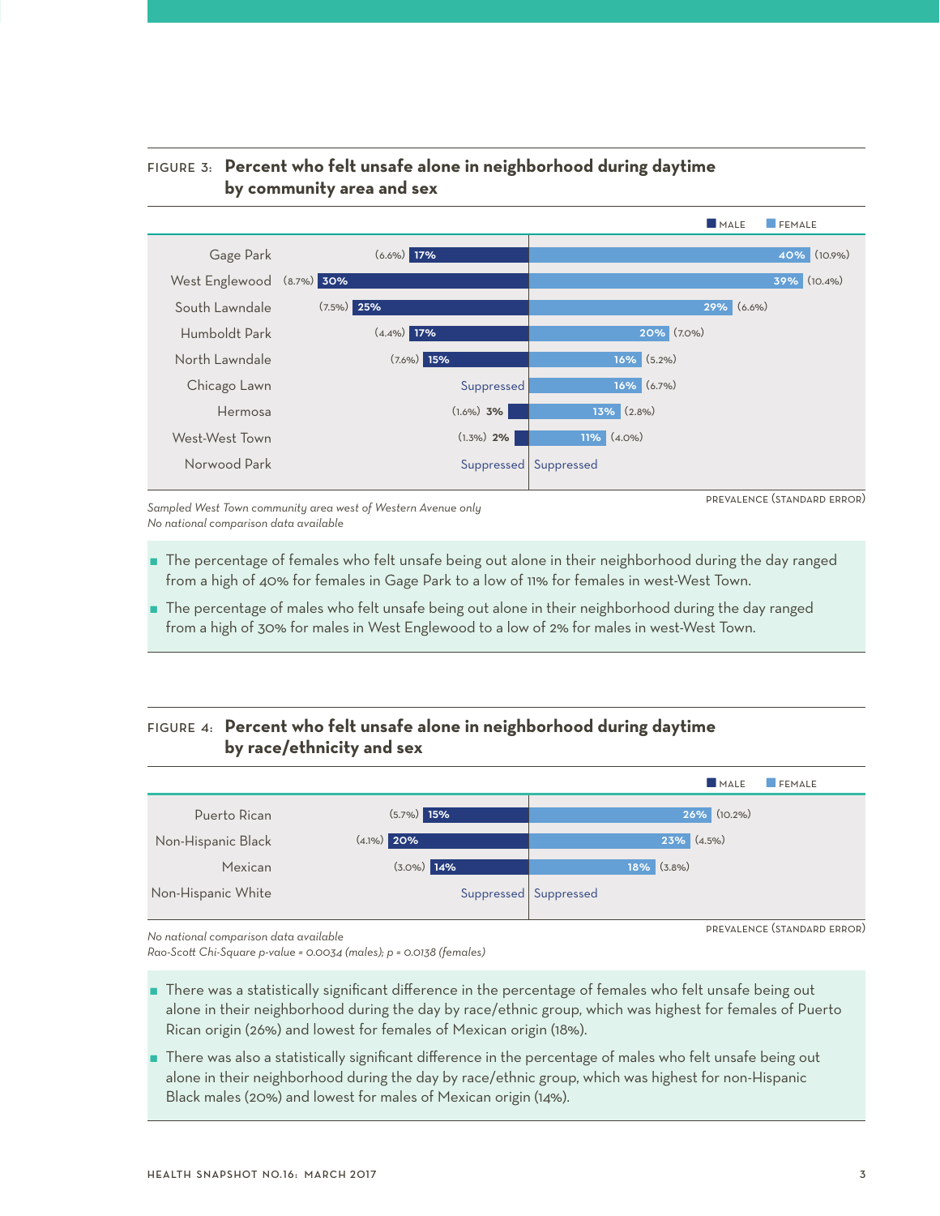## FIGURE 3: Percent who felt unsafe alone in neighborhood during daytime by community area and sex

| Community area | Male | Female |
| --- | --- | --- |
| Gage Park | 17% (6.6%) | 40% (10.9%) |
| West Englewood | 30% (8.7%) | 39% (10.4%) |
| South Lawndale | 25% (7.5%) | 29% (6.6%) |
| Humboldt Park | 17% (4.4%) | 20% (7.0%) |
| North Lawndale | 15% (7.6%) | 16% (5.2%) |
| Chicago Lawn | Suppressed | 16% (6.7%) |
| Hermosa | 3% (1.6%) | 13% (2.8%) |
| West-West Town | 2% (1.3%) | 11% (4.0%) |
| Norwood Park | Suppressed | Suppressed |

PREVALENCE (STANDARD ERROR)

*Sampled West Town community area west of Western Avenue only*
*No national comparison data available*

- The percentage of females who felt unsafe being out alone in their neighborhood during the day ranged from a high of 40% for females in Gage Park to a low of 11% for females in west-West Town.
- The percentage of males who felt unsafe being out alone in their neighborhood during the day ranged from a high of 30% for males in West Englewood to a low of 2% for males in west-West Town.

## FIGURE 4: Percent who felt unsafe alone in neighborhood during daytime by race/ethnicity and sex

| Race/ethnicity | Male | Female |
| --- | --- | --- |
| Puerto Rican | 15% (5.7%) | 26% (10.2%) |
| Non-Hispanic Black | 20% (4.1%) | 23% (4.5%) |
| Mexican | 14% (3.0%) | 18% (3.8%) |
| Non-Hispanic White | Suppressed | Suppressed |

PREVALENCE (STANDARD ERROR)

*No national comparison data available*
*Rao-Scott Chi-Square p-value = 0.0034 (males); p = 0.0138 (females)*

- There was a statistically significant difference in the percentage of females who felt unsafe being out alone in their neighborhood during the day by race/ethnic group, which was highest for females of Puerto Rican origin (26%) and lowest for females of Mexican origin (18%).
- There was also a statistically significant difference in the percentage of males who felt unsafe being out alone in their neighborhood during the day by race/ethnic group, which was highest for non-Hispanic Black males (20%) and lowest for males of Mexican origin (14%).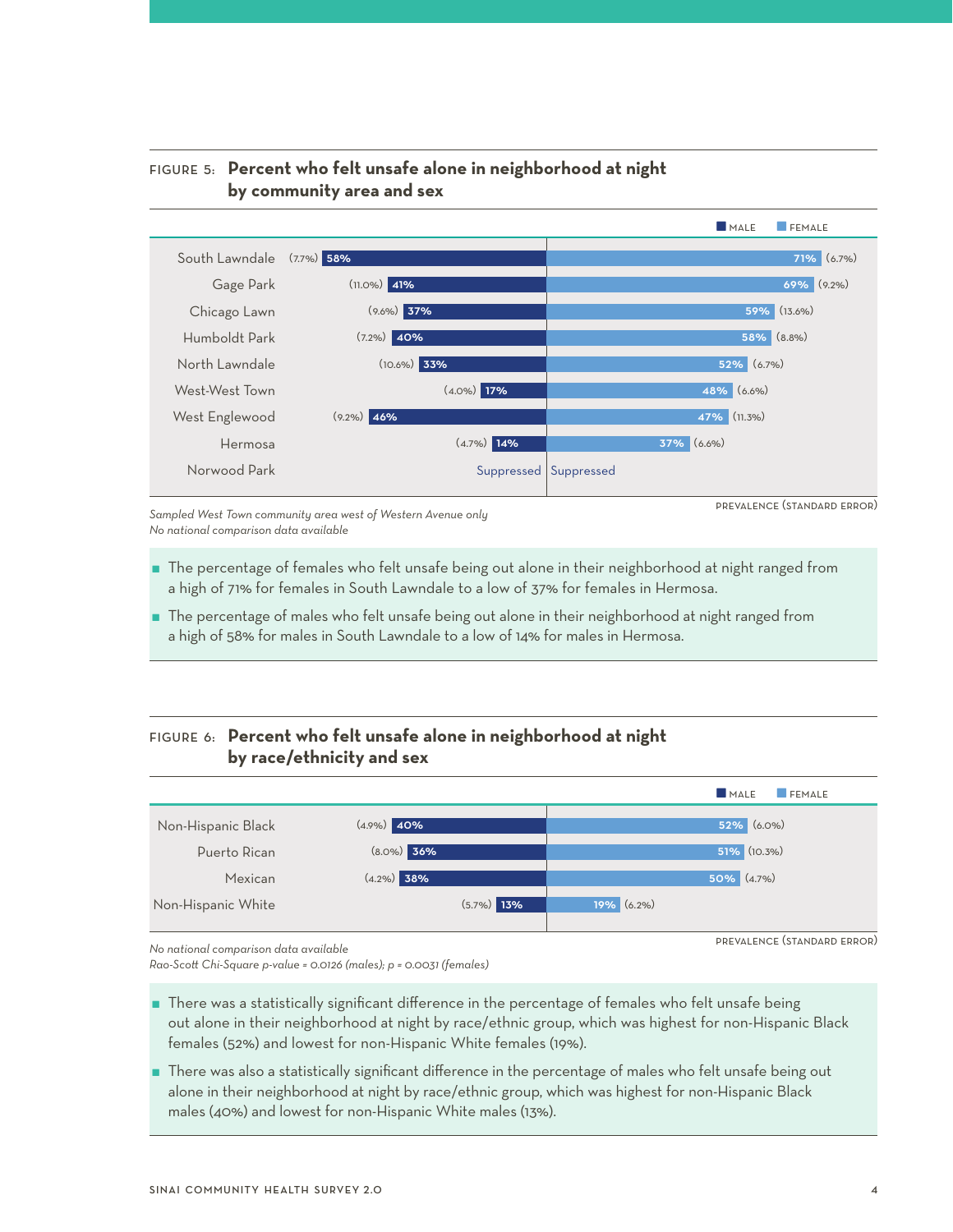### FIGURE 5: Percent who felt unsafe alone in neighborhood at night by community area and sex

| Community area | Male | Female |
|---|---|---|
| South Lawndale | 58% (7.7%) | 71% (6.7%) |
| Gage Park | 41% (11.0%) | 69% (9.2%) |
| Chicago Lawn | 37% (9.6%) | 59% (13.6%) |
| Humboldt Park | 40% (7.2%) | 58% (8.8%) |
| North Lawndale | 33% (10.6%) | 52% (6.7%) |
| West-West Town | 17% (4.0%) | 48% (6.6%) |
| West Englewood | 46% (9.2%) | 47% (11.3%) |
| Hermosa | 14% (4.7%) | 37% (6.6%) |
| Norwood Park | Suppressed | Suppressed |

PREVALENCE (STANDARD ERROR)

*Sampled West Town community area west of Western Avenue only*
*No national comparison data available*

- The percentage of females who felt unsafe being out alone in their neighborhood at night ranged from a high of 71% for females in South Lawndale to a low of 37% for females in Hermosa.
- The percentage of males who felt unsafe being out alone in their neighborhood at night ranged from a high of 58% for males in South Lawndale to a low of 14% for males in Hermosa.

### FIGURE 6: Percent who felt unsafe alone in neighborhood at night by race/ethnicity and sex

| Race/ethnicity | Male | Female |
|---|---|---|
| Non-Hispanic Black | 40% (4.9%) | 52% (6.0%) |
| Puerto Rican | 36% (8.0%) | 51% (10.3%) |
| Mexican | 38% (4.2%) | 50% (4.7%) |
| Non-Hispanic White | 13% (5.7%) | 19% (6.2%) |

PREVALENCE (STANDARD ERROR)

*No national comparison data available*
*Rao-Scott Chi-Square p-value = 0.0126 (males); p = 0.0031 (females)*

- There was a statistically significant difference in the percentage of females who felt unsafe being out alone in their neighborhood at night by race/ethnic group, which was highest for non-Hispanic Black females (52%) and lowest for non-Hispanic White females (19%).
- There was also a statistically significant difference in the percentage of males who felt unsafe being out alone in their neighborhood at night by race/ethnic group, which was highest for non-Hispanic Black males (40%) and lowest for non-Hispanic White males (13%).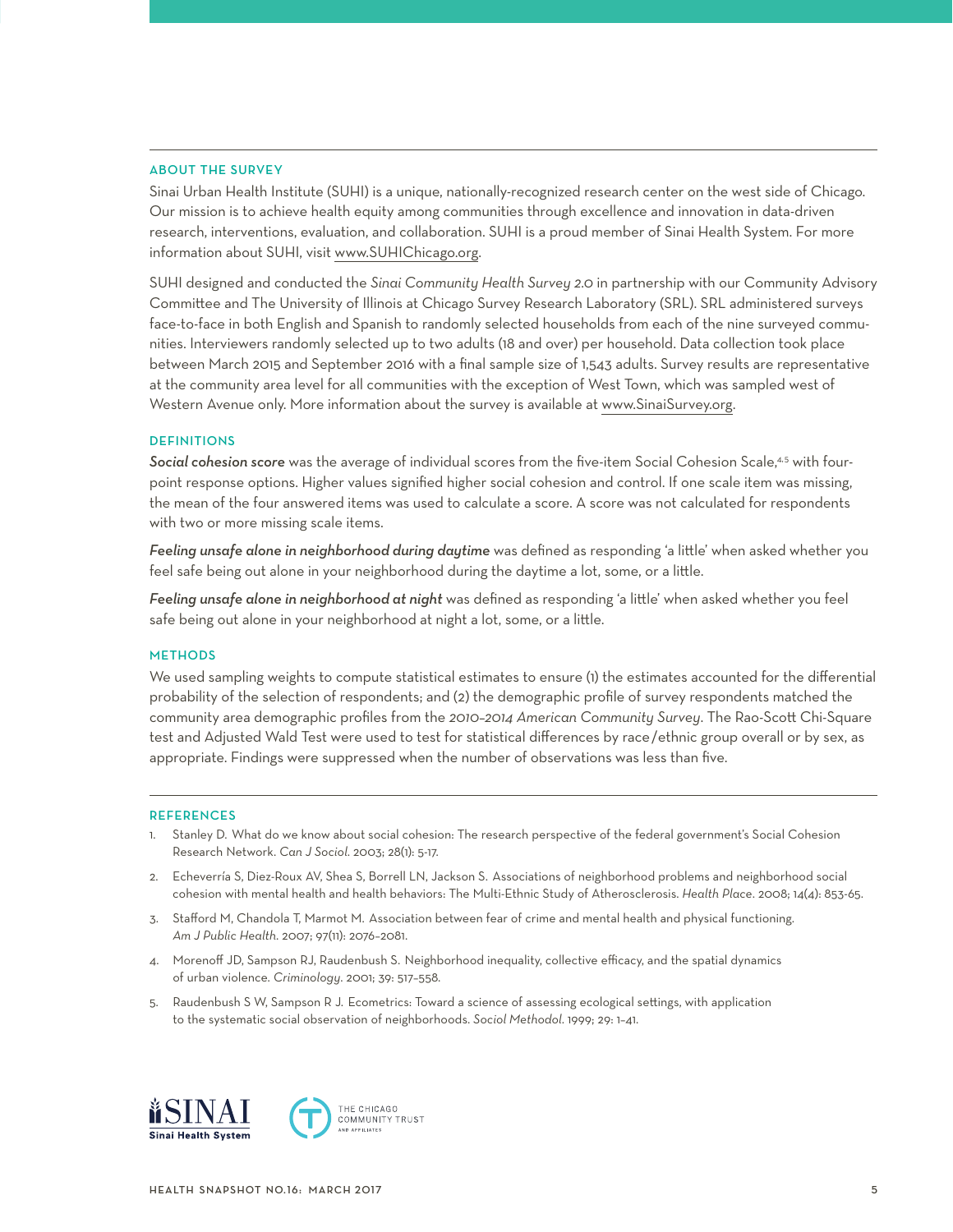## ABOUT THE SURVEY

Sinai Urban Health Institute (SUHI) is a unique, nationally-recognized research center on the west side of Chicago. Our mission is to achieve health equity among communities through excellence and innovation in data-driven research, interventions, evaluation, and collaboration. SUHI is a proud member of Sinai Health System. For more information about SUHI, visit www.SUHIChicago.org.

SUHI designed and conducted the *Sinai Community Health Survey 2.0* in partnership with our Community Advisory Committee and The University of Illinois at Chicago Survey Research Laboratory (SRL). SRL administered surveys face-to-face in both English and Spanish to randomly selected households from each of the nine surveyed communities. Interviewers randomly selected up to two adults (18 and over) per household. Data collection took place between March 2015 and September 2016 with a final sample size of 1,543 adults. Survey results are representative at the community area level for all communities with the exception of West Town, which was sampled west of Western Avenue only. More information about the survey is available at www.SinaiSurvey.org.

## DEFINITIONS

***Social cohesion score*** was the average of individual scores from the five-item Social Cohesion Scale,[4,5] with four-point response options. Higher values signified higher social cohesion and control. If one scale item was missing, the mean of the four answered items was used to calculate a score. A score was not calculated for respondents with two or more missing scale items.

***Feeling unsafe alone in neighborhood during daytime*** was defined as responding 'a little' when asked whether you feel safe being out alone in your neighborhood during the daytime a lot, some, or a little.

***Feeling unsafe alone in neighborhood at night*** was defined as responding 'a little' when asked whether you feel safe being out alone in your neighborhood at night a lot, some, or a little.

## METHODS

We used sampling weights to compute statistical estimates to ensure (1) the estimates accounted for the differential probability of the selection of respondents; and (2) the demographic profile of survey respondents matched the community area demographic profiles from the *2010–2014 American Community Survey*. The Rao-Scott Chi-Square test and Adjusted Wald Test were used to test for statistical differences by race/ethnic group overall or by sex, as appropriate. Findings were suppressed when the number of observations was less than five.

## REFERENCES

1. Stanley D. What do we know about social cohesion: The research perspective of the federal government's Social Cohesion Research Network. *Can J Sociol*. 2003; 28(1): 5-17.
2. Echeverría S, Diez-Roux AV, Shea S, Borrell LN, Jackson S. Associations of neighborhood problems and neighborhood social cohesion with mental health and health behaviors: The Multi-Ethnic Study of Atherosclerosis. *Health Place*. 2008; 14(4): 853-65.
3. Stafford M, Chandola T, Marmot M. Association between fear of crime and mental health and physical functioning. *Am J Public Health*. 2007; 97(11): 2076–2081.
4. Morenoff JD, Sampson RJ, Raudenbush S. Neighborhood inequality, collective efficacy, and the spatial dynamics of urban violence. *Criminology*. 2001; 39: 517–558.
5. Raudenbush S W, Sampson R J. Ecometrics: Toward a science of assessing ecological settings, with application to the systematic social observation of neighborhoods. *Sociol Methodol*. 1999; 29: 1–41.

SINAI
Sinai Health System

THE CHICAGO COMMUNITY TRUST AND AFFILIATES